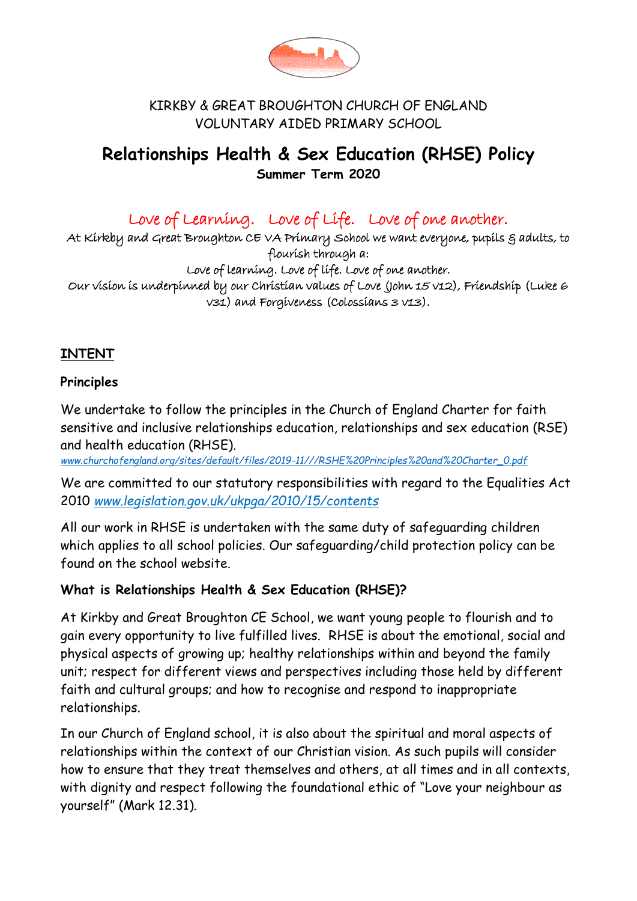KIRKBY & GREAT BROUGHTON CHURCH OF ENGLAND
VOLUNTARY AIDED PRIMARY SCHOOL

# Relationships Health & Sex Education (RHSE) Policy

**Summer Term 2020**

## Love of Learning. Love of Life. Love of one another.

At Kirkby and Great Broughton CE VA Primary School we want everyone, pupils & adults, to flourish through a:

Love of learning. Love of life. Love of one another.

Our vision is underpinned by our Christian values of Love (John 15 v12), Friendship (Luke 6 v31) and Forgiveness (Colossians 3 v13).

## INTENT

### Principles

We undertake to follow the principles in the Church of England Charter for faith sensitive and inclusive relationships education, relationships and sex education (RSE) and health education (RHSE).

*www.churchofengland.org/sites/default/files/2019-11///RSHE%20Principles%20and%20Charter_0.pdf*

We are committed to our statutory responsibilities with regard to the Equalities Act 2010 *www.legislation.gov.uk/ukpga/2010/15/contents*

All our work in RHSE is undertaken with the same duty of safeguarding children which applies to all school policies. Our safeguarding/child protection policy can be found on the school website.

### What is Relationships Health & Sex Education (RHSE)?

At Kirkby and Great Broughton CE School, we want young people to flourish and to gain every opportunity to live fulfilled lives. RHSE is about the emotional, social and physical aspects of growing up; healthy relationships within and beyond the family unit; respect for different views and perspectives including those held by different faith and cultural groups; and how to recognise and respond to inappropriate relationships.

In our Church of England school, it is also about the spiritual and moral aspects of relationships within the context of our Christian vision. As such pupils will consider how to ensure that they treat themselves and others, at all times and in all contexts, with dignity and respect following the foundational ethic of "Love your neighbour as yourself" (Mark 12.31).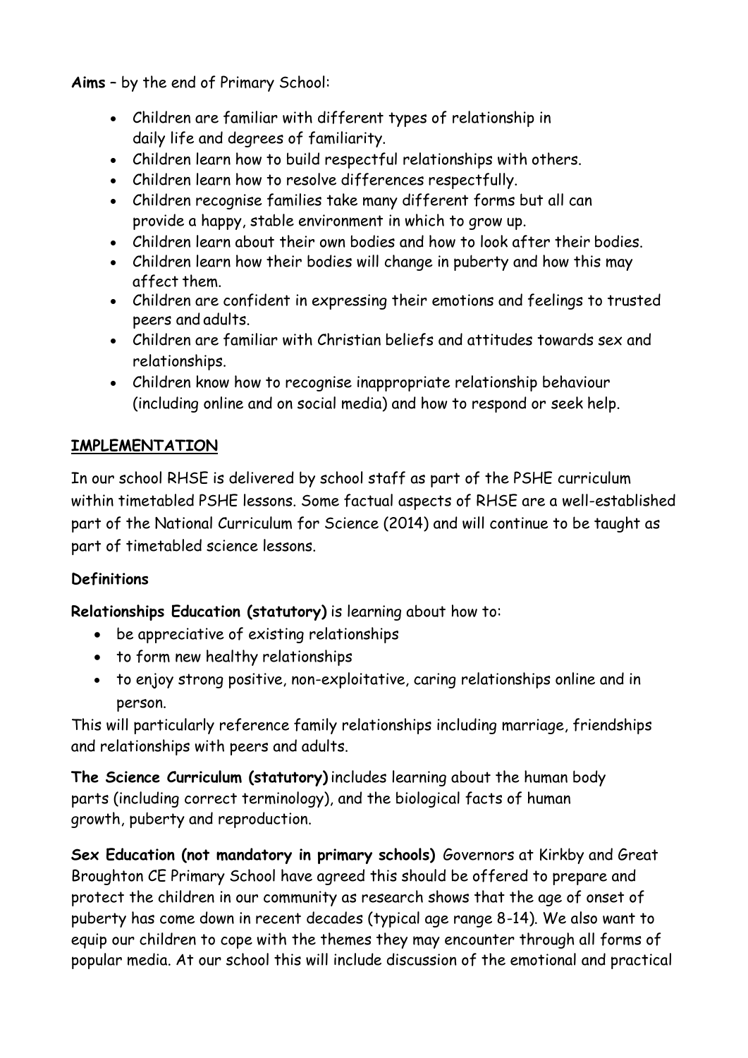**Aims** – by the end of Primary School:

- Children are familiar with different types of relationship in daily life and degrees of familiarity.
- Children learn how to build respectful relationships with others.
- Children learn how to resolve differences respectfully.
- Children recognise families take many different forms but all can provide a happy, stable environment in which to grow up.
- Children learn about their own bodies and how to look after their bodies.
- Children learn how their bodies will change in puberty and how this may affect them.
- Children are confident in expressing their emotions and feelings to trusted peers and adults.
- Children are familiar with Christian beliefs and attitudes towards sex and relationships.
- Children know how to recognise inappropriate relationship behaviour (including online and on social media) and how to respond or seek help.

## IMPLEMENTATION

In our school RHSE is delivered by school staff as part of the PSHE curriculum within timetabled PSHE lessons. Some factual aspects of RHSE are a well-established part of the National Curriculum for Science (2014) and will continue to be taught as part of timetabled science lessons.

### Definitions

**Relationships Education (statutory)** is learning about how to:

- be appreciative of existing relationships
- to form new healthy relationships
- to enjoy strong positive, non-exploitative, caring relationships online and in person.

This will particularly reference family relationships including marriage, friendships and relationships with peers and adults.

**The Science Curriculum (statutory)** includes learning about the human body parts (including correct terminology), and the biological facts of human growth, puberty and reproduction.

**Sex Education (not mandatory in primary schools)** Governors at Kirkby and Great Broughton CE Primary School have agreed this should be offered to prepare and protect the children in our community as research shows that the age of onset of puberty has come down in recent decades (typical age range 8-14). We also want to equip our children to cope with the themes they may encounter through all forms of popular media. At our school this will include discussion of the emotional and practical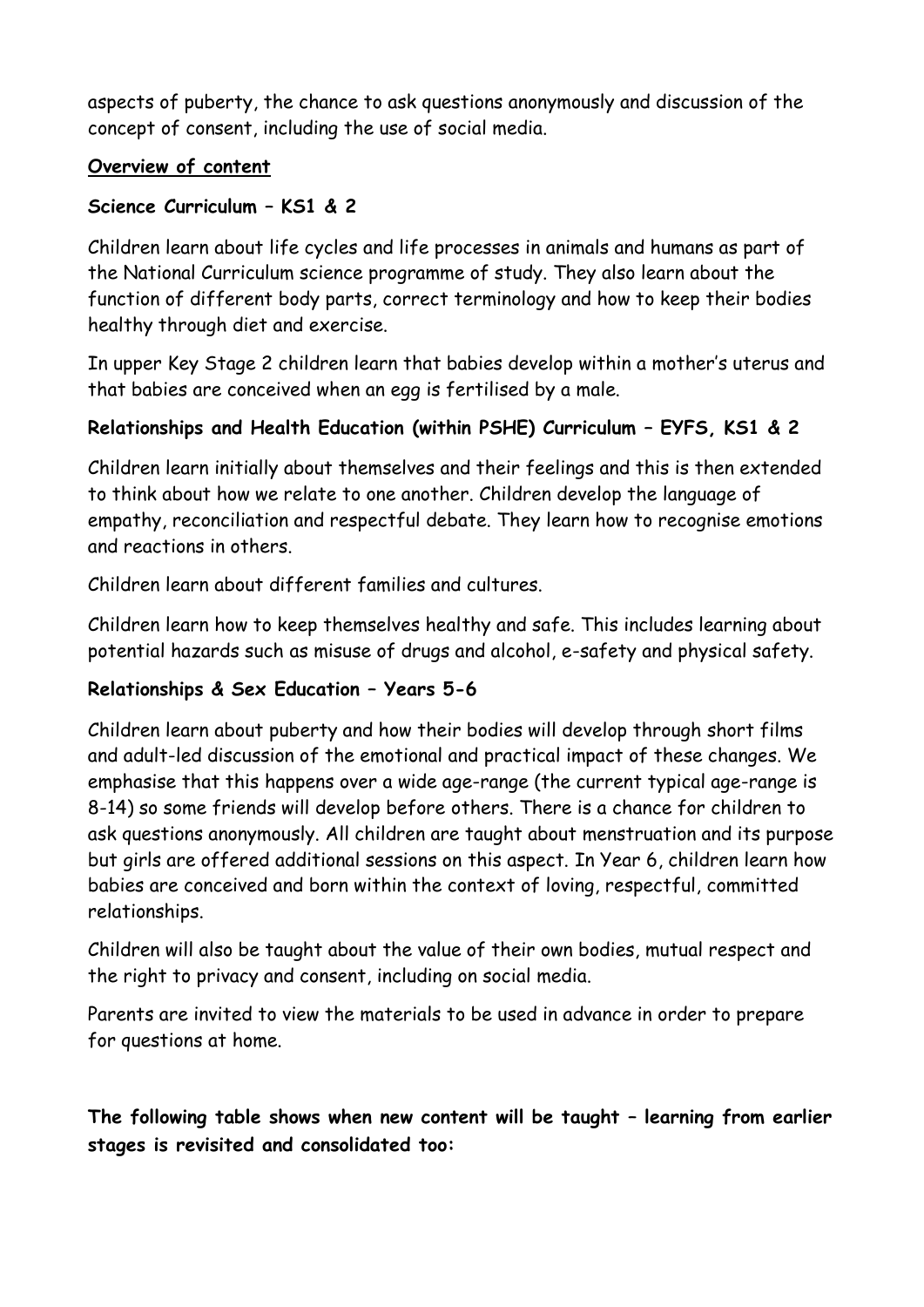aspects of puberty, the chance to ask questions anonymously and discussion of the concept of consent, including the use of social media.

## Overview of content

### Science Curriculum – KS1 & 2

Children learn about life cycles and life processes in animals and humans as part of the National Curriculum science programme of study. They also learn about the function of different body parts, correct terminology and how to keep their bodies healthy through diet and exercise.

In upper Key Stage 2 children learn that babies develop within a mother's uterus and that babies are conceived when an egg is fertilised by a male.

### Relationships and Health Education (within PSHE) Curriculum – EYFS, KS1 & 2

Children learn initially about themselves and their feelings and this is then extended to think about how we relate to one another. Children develop the language of empathy, reconciliation and respectful debate. They learn how to recognise emotions and reactions in others.

Children learn about different families and cultures.

Children learn how to keep themselves healthy and safe. This includes learning about potential hazards such as misuse of drugs and alcohol, e-safety and physical safety.

### Relationships & Sex Education – Years 5-6

Children learn about puberty and how their bodies will develop through short films and adult-led discussion of the emotional and practical impact of these changes. We emphasise that this happens over a wide age-range (the current typical age-range is 8-14) so some friends will develop before others. There is a chance for children to ask questions anonymously. All children are taught about menstruation and its purpose but girls are offered additional sessions on this aspect. In Year 6, children learn how babies are conceived and born within the context of loving, respectful, committed relationships.

Children will also be taught about the value of their own bodies, mutual respect and the right to privacy and consent, including on social media.

Parents are invited to view the materials to be used in advance in order to prepare for questions at home.

**The following table shows when new content will be taught – learning from earlier stages is revisited and consolidated too:**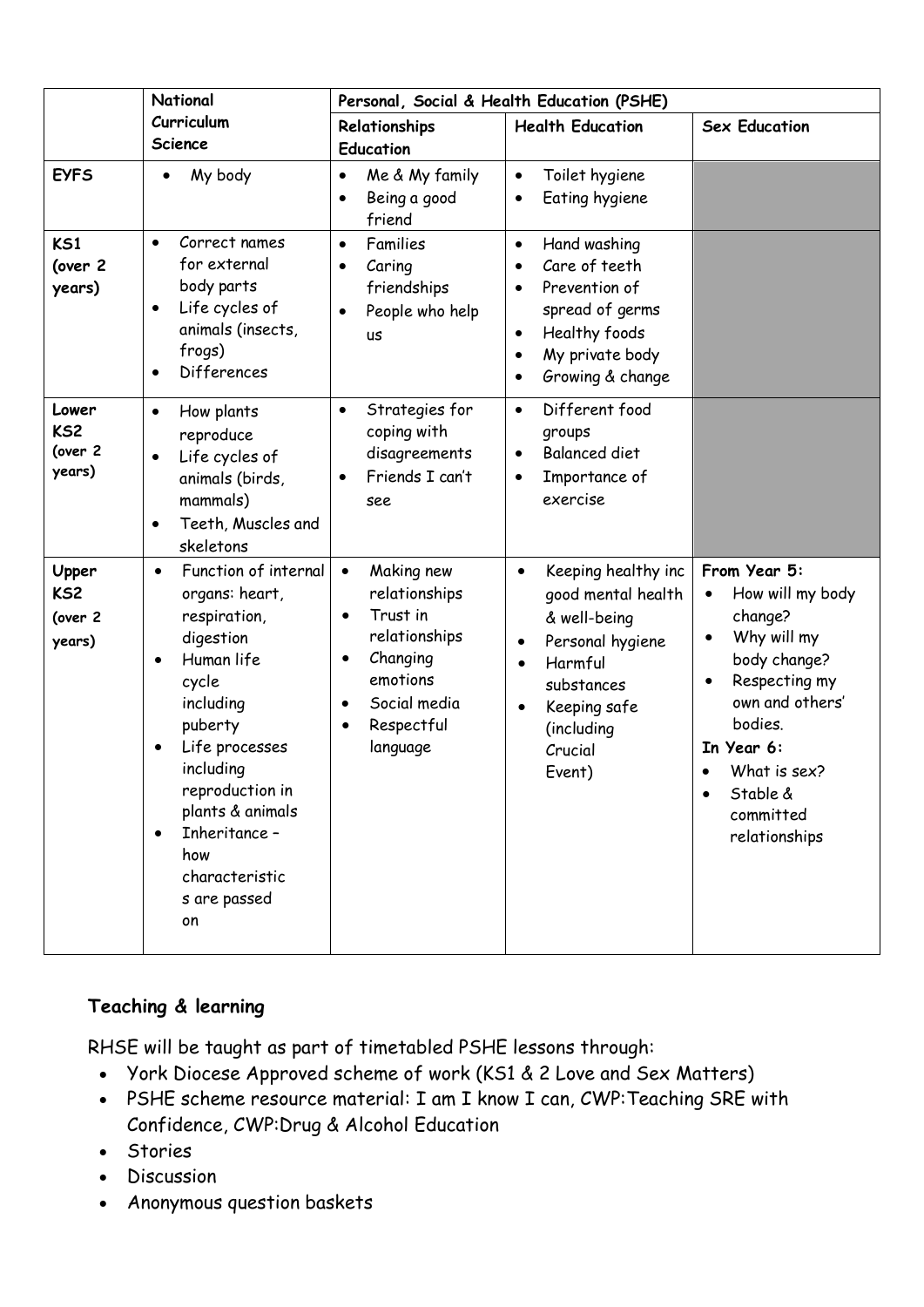| | National Curriculum Science | Personal, Social & Health Education (PSHE) | | |
|---|---|---|---|---|
| | | **Relationships Education** | **Health Education** | **Sex Education** |
| **EYFS** | • My body | • Me & My family<br>• Being a good friend | • Toilet hygiene<br>• Eating hygiene | |
| **KS1 (over 2 years)** | • Correct names for external body parts<br>• Life cycles of animals (insects, frogs)<br>• Differences | • Families<br>• Caring friendships<br>• People who help us | • Hand washing<br>• Care of teeth<br>• Prevention of spread of germs<br>• Healthy foods<br>• My private body<br>• Growing & change | |
| **Lower KS2 (over 2 years)** | • How plants reproduce<br>• Life cycles of animals (birds, mammals)<br>• Teeth, Muscles and skeletons | • Strategies for coping with disagreements<br>• Friends I can't see | • Different food groups<br>• Balanced diet<br>• Importance of exercise | |
| **Upper KS2 (over 2 years)** | • Function of internal organs: heart, respiration, digestion<br>• Human life cycle including puberty<br>• Life processes including reproduction in plants & animals<br>• Inheritance – how characteristics are passed on | • Making new relationships<br>• Trust in relationships<br>• Changing emotions<br>• Social media<br>• Respectful language | • Keeping healthy inc good mental health & well-being<br>• Personal hygiene<br>• Harmful substances<br>• Keeping safe (including Crucial Event) | **From Year 5:**<br>• How will my body change?<br>• Why will my body change?<br>• Respecting my own and others' bodies.<br>**In Year 6:**<br>• What is sex?<br>• Stable & committed relationships |

## Teaching & learning

RHSE will be taught as part of timetabled PSHE lessons through:

- York Diocese Approved scheme of work (KS1 & 2 Love and Sex Matters)
- PSHE scheme resource material: I am I know I can, CWP:Teaching SRE with Confidence, CWP:Drug & Alcohol Education
- Stories
- Discussion
- Anonymous question baskets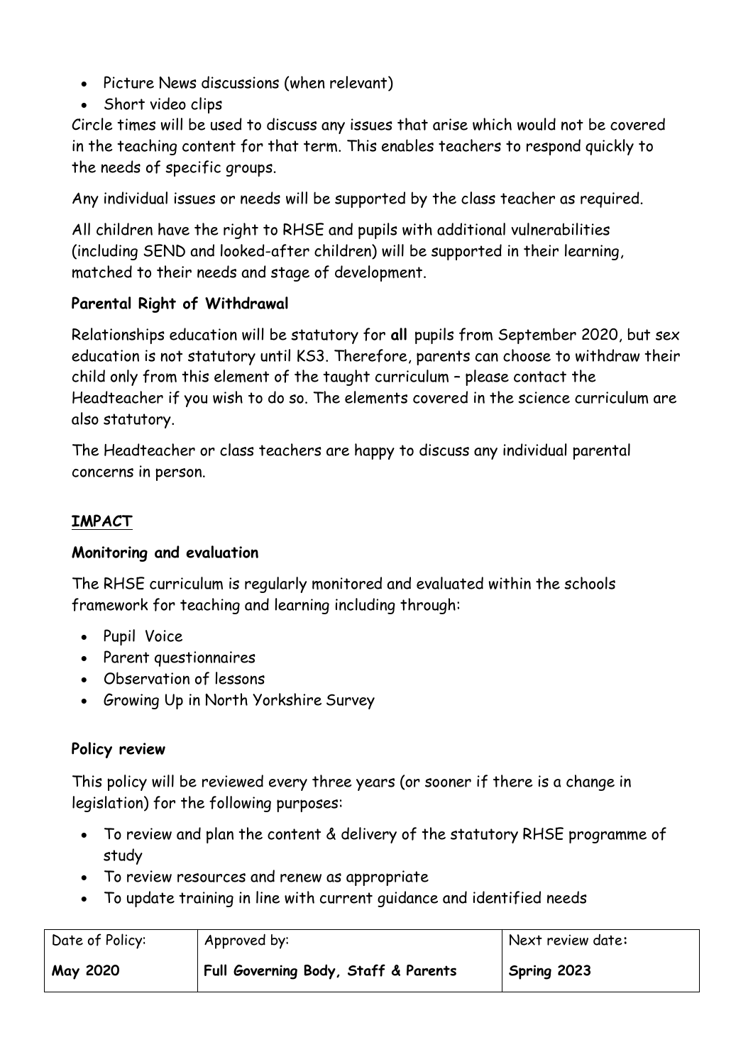- Picture News discussions (when relevant)
- Short video clips

Circle times will be used to discuss any issues that arise which would not be covered in the teaching content for that term. This enables teachers to respond quickly to the needs of specific groups.

Any individual issues or needs will be supported by the class teacher as required.

All children have the right to RHSE and pupils with additional vulnerabilities (including SEND and looked-after children) will be supported in their learning, matched to their needs and stage of development.

**Parental Right of Withdrawal**

Relationships education will be statutory for **all** pupils from September 2020, but sex education is not statutory until KS3. Therefore, parents can choose to withdraw their child only from this element of the taught curriculum – please contact the Headteacher if you wish to do so. The elements covered in the science curriculum are also statutory.

The Headteacher or class teachers are happy to discuss any individual parental concerns in person.

## IMPACT

**Monitoring and evaluation**

The RHSE curriculum is regularly monitored and evaluated within the schools framework for teaching and learning including through:

- Pupil Voice
- Parent questionnaires
- Observation of lessons
- Growing Up in North Yorkshire Survey

**Policy review**

This policy will be reviewed every three years (or sooner if there is a change in legislation) for the following purposes:

- To review and plan the content & delivery of the statutory RHSE programme of study
- To review resources and renew as appropriate
- To update training in line with current guidance and identified needs

| Date of Policy: | Approved by: | Next review date: |
|---|---|---|
| **May 2020** | **Full Governing Body, Staff & Parents** | **Spring 2023** |